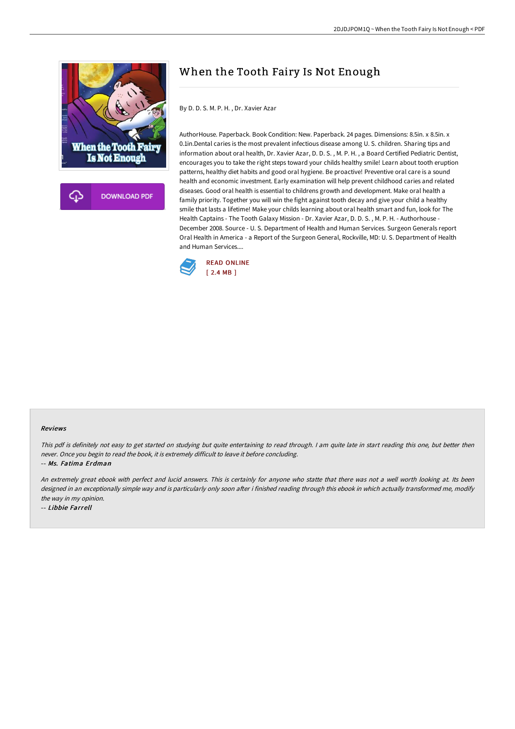// When the Tooth Fairy Is Not Enough

# When the Tooth Fairy Is Not Enough

By D. D. S. M. P. H. , Dr. Xavier Azar

AuthorHouse. Paperback. Book Condition: New. Paperback. 24 pages. Dimensions: 8.5in. x 8.5in. x 0.1in.Dental caries is the most prevalent infectious disease among U. S. children. Sharing tips and information about oral health, Dr. Xavier Azar, D. D. S. , M. P. H. , a Board Certified Pediatric Dentist, encourages you to take the right steps toward your childs healthy smile! Learn about tooth eruption patterns, healthy diet habits and good oral hygiene. Be proactive! Preventive oral care is a sound health and economic investment. Early examination will help prevent childhood caries and related diseases. Good oral health is essential to childrens growth and development. Make oral health a family priority. Together you will win the fight against tooth decay and give your child a healthy smile that lasts a lifetime! Make your childs learning about oral health smart and fun, look for The Health Captains - The Tooth Galaxy Mission - Dr. Xavier Azar, D. D. S. , M. P. H. - Authorhouse - December 2008. Source - U. S. Department of Health and Human Services. Surgeon Generals report Oral Health in America - a Report of the Surgeon General, Rockville, MD: U. S. Department of Health and Human Services....

READ ONLINE
[ 2.4 MB ]

### Reviews

*This pdf is definitely not easy to get started on studying but quite entertaining to read through. I am quite late in start reading this one, but better then never. Once you begin to read the book, it is extremely difficult to leave it before concluding.*

-- ***Ms. Fatima Erdman***

*An extremely great ebook with perfect and lucid answers. This is certainly for anyone who statte that there was not a well worth looking at. Its been designed in an exceptionally simple way and is particularly only soon after i finished reading through this ebook in which actually transformed me, modify the way in my opinion.*

-- ***Libbie Farrell***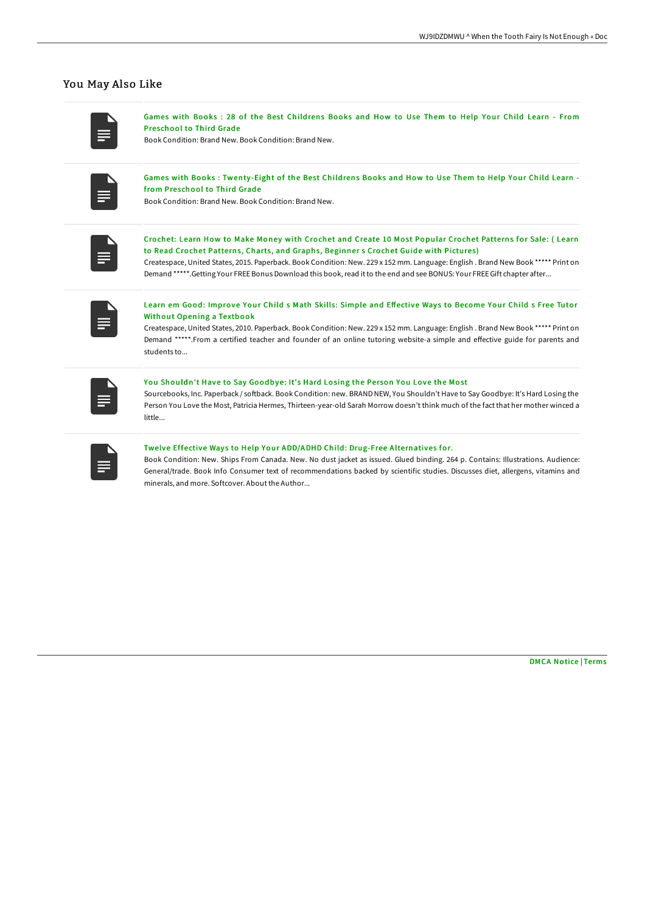## You May Also Like

**Games with Books : 28 of the Best Childrens Books and How to Use Them to Help Your Child Learn - From Preschool to Third Grade**

Book Condition: Brand New. Book Condition: Brand New.

**Games with Books : Twenty-Eight of the Best Childrens Books and How to Use Them to Help Your Child Learn - from Preschool to Third Grade**

Book Condition: Brand New. Book Condition: Brand New.

**Crochet: Learn How to Make Money with Crochet and Create 10 Most Popular Crochet Patterns for Sale: ( Learn to Read Crochet Patterns, Charts, and Graphs, Beginner s Crochet Guide with Pictures)**

Createspace, United States, 2015. Paperback. Book Condition: New. 229 x 152 mm. Language: English . Brand New Book ***** Print on Demand *****.Getting Your FREE Bonus Download this book, read it to the end and see BONUS: Your FREE Gift chapter after...

**Learn em Good: Improve Your Child s Math Skills: Simple and Effective Ways to Become Your Child s Free Tutor Without Opening a Textbook**

Createspace, United States, 2010. Paperback. Book Condition: New. 229 x 152 mm. Language: English . Brand New Book ***** Print on Demand *****.From a certified teacher and founder of an online tutoring website-a simple and effective guide for parents and students to...

**You Shouldn't Have to Say Goodbye: It's Hard Losing the Person You Love the Most**

Sourcebooks, Inc. Paperback / softback. Book Condition: new. BRAND NEW, You Shouldn't Have to Say Goodbye: It's Hard Losing the Person You Love the Most, Patricia Hermes, Thirteen-year-old Sarah Morrow doesn't think much of the fact that her mother winced a little...

**Twelve Effective Ways to Help Your ADD/ADHD Child: Drug-Free Alternatives for.**

Book Condition: New. Ships From Canada. New. No dust jacket as issued. Glued binding. 264 p. Contains: Illustrations. Audience: General/trade. Book Info Consumer text of recommendations backed by scientific studies. Discusses diet, allergens, vitamins and minerals, and more. Softcover. About the Author...